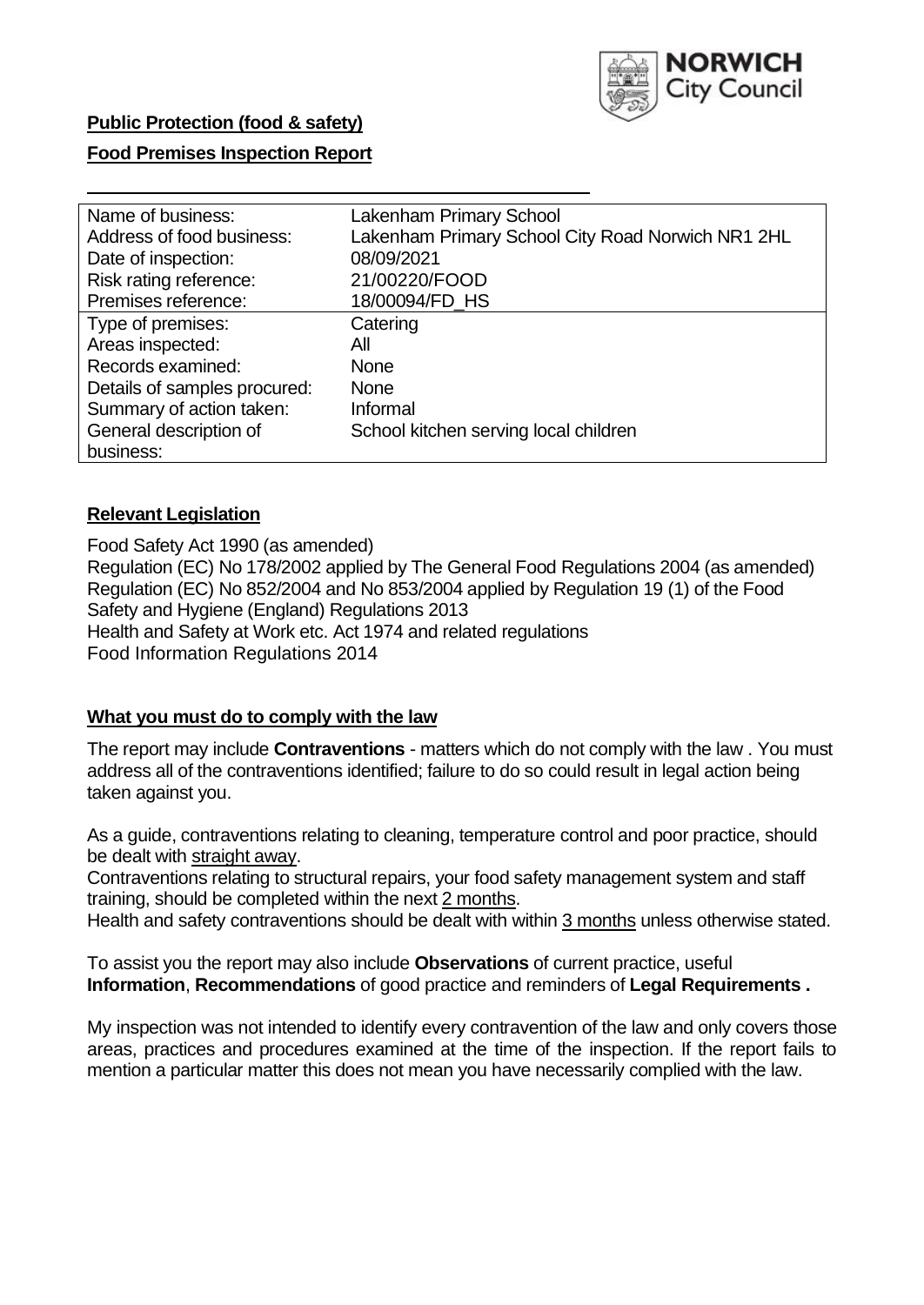**Public Protection (food & safety)**

**Food Premises Inspection Report**

| | |
|---|---|
| Name of business: | Lakenham Primary School |
| Address of food business: | Lakenham Primary School City Road Norwich NR1 2HL |
| Date of inspection: | 08/09/2021 |
| Risk rating reference: | 21/00220/FOOD |
| Premises reference: | 18/00094/FD_HS |
| Type of premises: | Catering |
| Areas inspected: | All |
| Records examined: | None |
| Details of samples procured: | None |
| Summary of action taken: | Informal |
| General description of business: | School kitchen serving local children |

## Relevant Legislation

Food Safety Act 1990 (as amended)
Regulation (EC) No 178/2002 applied by The General Food Regulations 2004 (as amended)
Regulation (EC) No 852/2004 and No 853/2004 applied by Regulation 19 (1) of the Food Safety and Hygiene (England) Regulations 2013
Health and Safety at Work etc. Act 1974 and related regulations
Food Information Regulations 2014

## What you must do to comply with the law

The report may include **Contraventions** - matters which do not comply with the law . You must address all of the contraventions identified; failure to do so could result in legal action being taken against you.

As a guide, contraventions relating to cleaning, temperature control and poor practice, should be dealt with straight away.

Contraventions relating to structural repairs, your food safety management system and staff training, should be completed within the next 2 months.

Health and safety contraventions should be dealt with within 3 months unless otherwise stated.

To assist you the report may also include **Observations** of current practice, useful **Information**, **Recommendations** of good practice and reminders of **Legal Requirements .**

My inspection was not intended to identify every contravention of the law and only covers those areas, practices and procedures examined at the time of the inspection. If the report fails to mention a particular matter this does not mean you have necessarily complied with the law.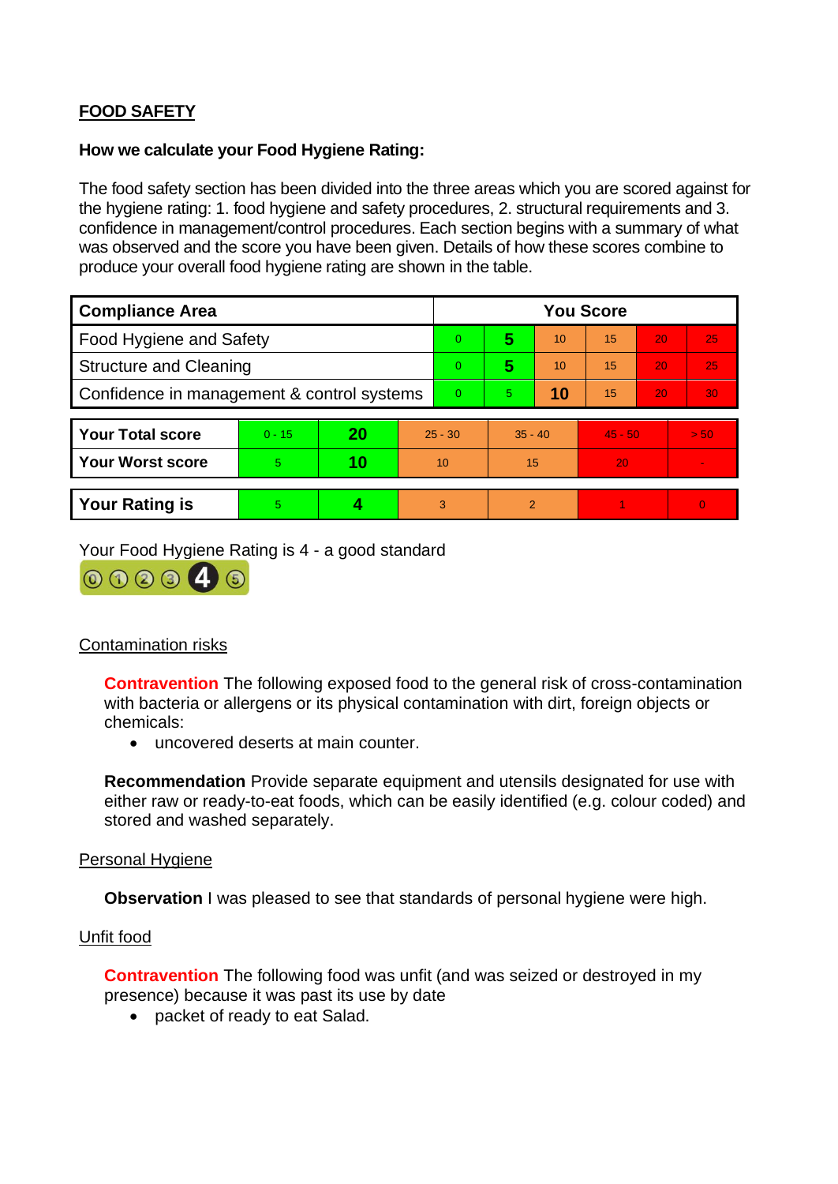## FOOD SAFETY

**How we calculate your Food Hygiene Rating:**

The food safety section has been divided into the three areas which you are scored against for the hygiene rating: 1. food hygiene and safety procedures, 2. structural requirements and 3. confidence in management/control procedures. Each section begins with a summary of what was observed and the score you have been given. Details of how these scores combine to produce your overall food hygiene rating are shown in the table.

| Compliance Area | You Score | | | | | |
|---|---|---|---|---|---|---|
| Food Hygiene and Safety | 0 | **5** | 10 | 15 | 20 | 25 |
| Structure and Cleaning | 0 | **5** | 10 | 15 | 20 | 25 |
| Confidence in management & control systems | 0 | 5 | **10** | 15 | 20 | 30 |

| | | | | | | |
|---|---|---|---|---|---|---|
| **Your Total score** | 0 - 15 | **20** | 25 - 30 | 35 - 40 | 45 - 50 | > 50 |
| **Your Worst score** | 5 | **10** | 10 | 15 | 20 | - |

| | | | | | | |
|---|---|---|---|---|---|---|
| **Your Rating is** | 5 | **4** | 3 | 2 | 1 | 0 |

Your Food Hygiene Rating is 4 - a good standard

Contamination risks

**Contravention** The following exposed food to the general risk of cross-contamination with bacteria or allergens or its physical contamination with dirt, foreign objects or chemicals:

- uncovered deserts at main counter.

**Recommendation** Provide separate equipment and utensils designated for use with either raw or ready-to-eat foods, which can be easily identified (e.g. colour coded) and stored and washed separately.

Personal Hygiene

**Observation** I was pleased to see that standards of personal hygiene were high.

Unfit food

**Contravention** The following food was unfit (and was seized or destroyed in my presence) because it was past its use by date

- packet of ready to eat Salad.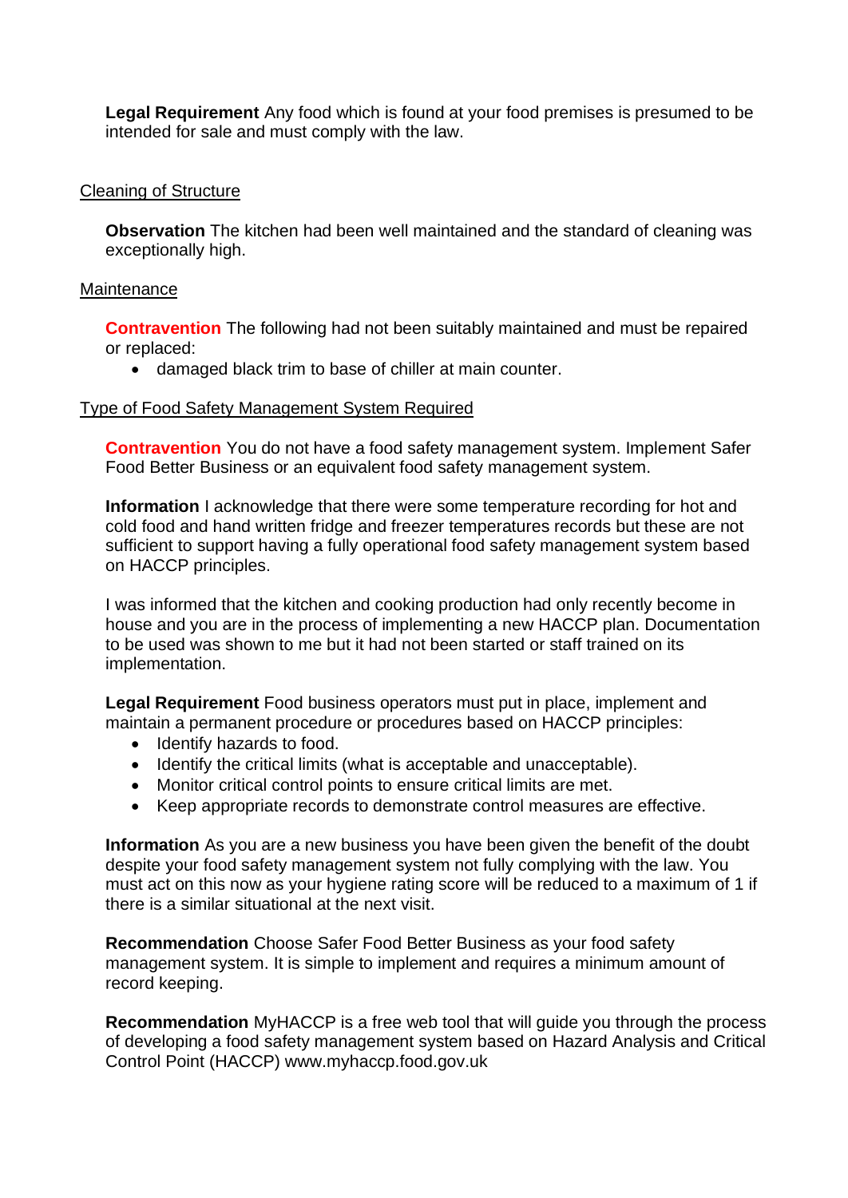**Legal Requirement** Any food which is found at your food premises is presumed to be intended for sale and must comply with the law.

Cleaning of Structure

**Observation** The kitchen had been well maintained and the standard of cleaning was exceptionally high.

Maintenance

**Contravention** The following had not been suitably maintained and must be repaired or replaced:

- damaged black trim to base of chiller at main counter.

Type of Food Safety Management System Required

**Contravention** You do not have a food safety management system. Implement Safer Food Better Business or an equivalent food safety management system.

**Information** I acknowledge that there were some temperature recording for hot and cold food and hand written fridge and freezer temperatures records but these are not sufficient to support having a fully operational food safety management system based on HACCP principles.

I was informed that the kitchen and cooking production had only recently become in house and you are in the process of implementing a new HACCP plan. Documentation to be used was shown to me but it had not been started or staff trained on its implementation.

**Legal Requirement** Food business operators must put in place, implement and maintain a permanent procedure or procedures based on HACCP principles:

- Identify hazards to food.
- Identify the critical limits (what is acceptable and unacceptable).
- Monitor critical control points to ensure critical limits are met.
- Keep appropriate records to demonstrate control measures are effective.

**Information** As you are a new business you have been given the benefit of the doubt despite your food safety management system not fully complying with the law. You must act on this now as your hygiene rating score will be reduced to a maximum of 1 if there is a similar situational at the next visit.

**Recommendation** Choose Safer Food Better Business as your food safety management system. It is simple to implement and requires a minimum amount of record keeping.

**Recommendation** MyHACCP is a free web tool that will guide you through the process of developing a food safety management system based on Hazard Analysis and Critical Control Point (HACCP) www.myhaccp.food.gov.uk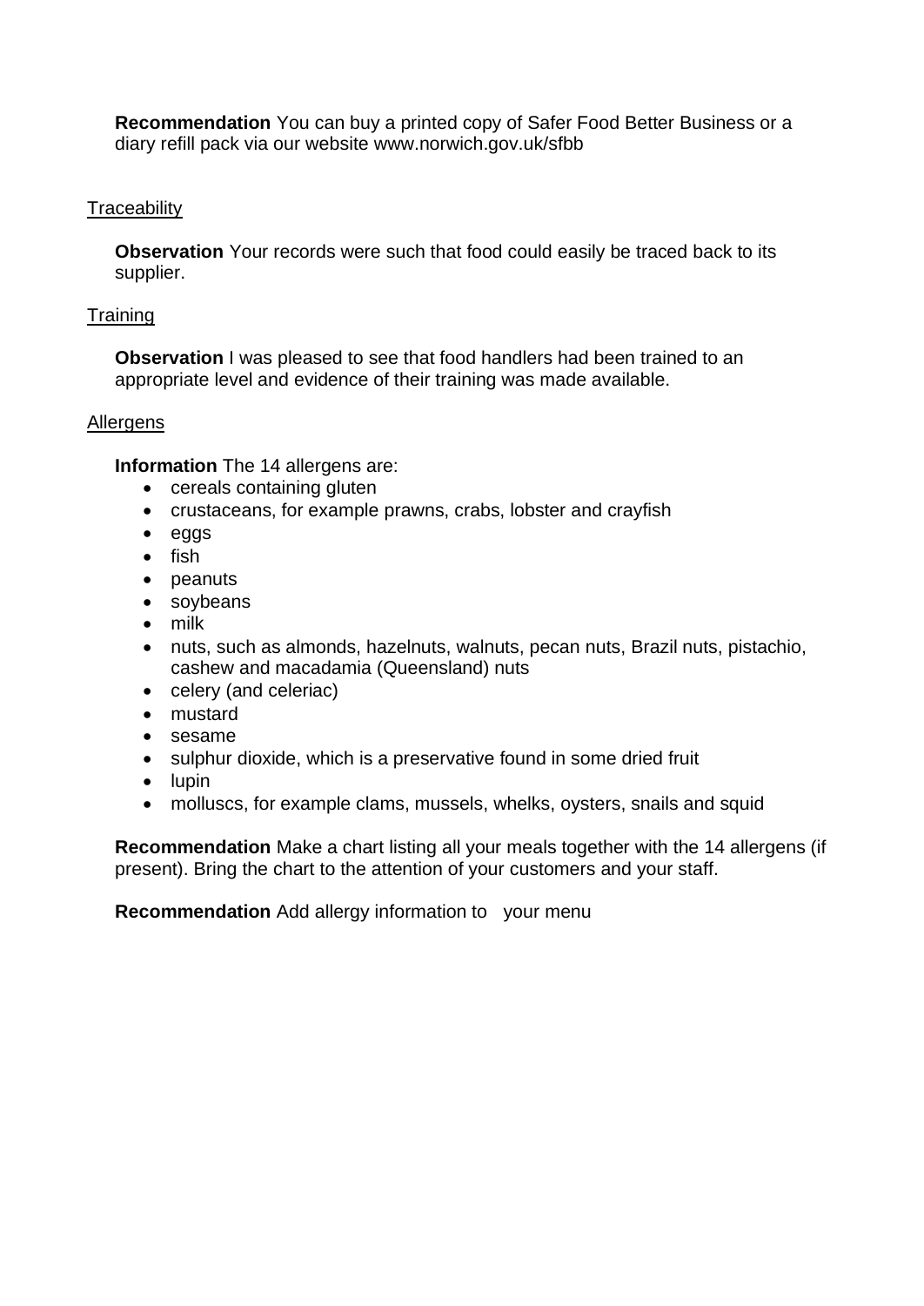**Recommendation** You can buy a printed copy of Safer Food Better Business or a diary refill pack via our website www.norwich.gov.uk/sfbb

<u>Traceability</u>

**Observation** Your records were such that food could easily be traced back to its supplier.

<u>Training</u>

**Observation** I was pleased to see that food handlers had been trained to an appropriate level and evidence of their training was made available.

<u>Allergens</u>

**Information** The 14 allergens are:

- cereals containing gluten
- crustaceans, for example prawns, crabs, lobster and crayfish
- eggs
- fish
- peanuts
- soybeans
- milk
- nuts, such as almonds, hazelnuts, walnuts, pecan nuts, Brazil nuts, pistachio, cashew and macadamia (Queensland) nuts
- celery (and celeriac)
- mustard
- sesame
- sulphur dioxide, which is a preservative found in some dried fruit
- lupin
- molluscs, for example clams, mussels, whelks, oysters, snails and squid

**Recommendation** Make a chart listing all your meals together with the 14 allergens (if present). Bring the chart to the attention of your customers and your staff.

**Recommendation** Add allergy information to your menu